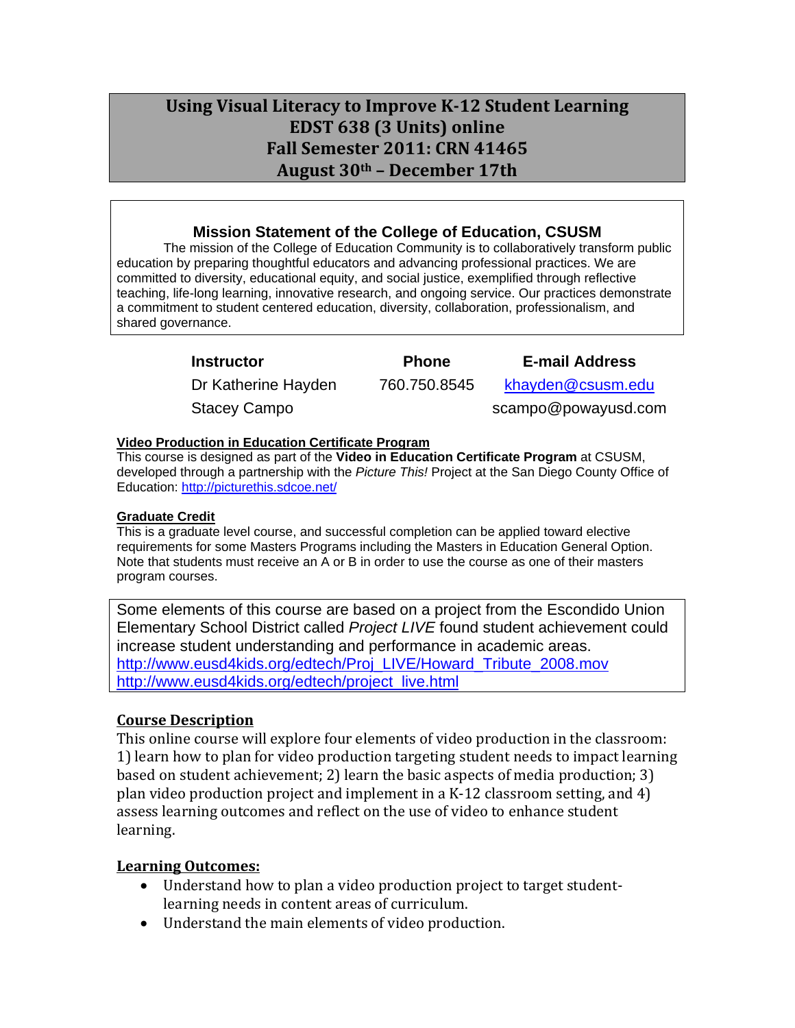# Using Visual Literacy to Improve K-12 Student Learning
# EDST 638 (3 Units) online
# Fall Semester 2011: CRN 41465
# August 30th – December 17th

## Mission Statement of the College of Education, CSUSM

The mission of the College of Education Community is to collaboratively transform public education by preparing thoughtful educators and advancing professional practices. We are committed to diversity, educational equity, and social justice, exemplified through reflective teaching, life-long learning, innovative research, and ongoing service. Our practices demonstrate a commitment to student centered education, diversity, collaboration, professionalism, and shared governance.

| Instructor | Phone | E-mail Address |
|---|---|---|
| Dr Katherine Hayden | 760.750.8545 | khayden@csusm.edu |
| Stacey Campo | | scampo@powayusd.com |

**Video Production in Education Certificate Program**

This course is designed as part of the **Video in Education Certificate Program** at CSUSM, developed through a partnership with the *Picture This!* Project at the San Diego County Office of Education: http://picturethis.sdcoe.net/

**Graduate Credit**

This is a graduate level course, and successful completion can be applied toward elective requirements for some Masters Programs including the Masters in Education General Option. Note that students must receive an A or B in order to use the course as one of their masters program courses.

Some elements of this course are based on a project from the Escondido Union Elementary School District called *Project LIVE* found student achievement could increase student understanding and performance in academic areas.
http://www.eusd4kids.org/edtech/Proj_LIVE/Howard_Tribute_2008.mov
http://www.eusd4kids.org/edtech/project_live.html

## Course Description

This online course will explore four elements of video production in the classroom: 1) learn how to plan for video production targeting student needs to impact learning based on student achievement; 2) learn the basic aspects of media production; 3) plan video production project and implement in a K-12 classroom setting, and 4) assess learning outcomes and reflect on the use of video to enhance student learning.

## Learning Outcomes:

- Understand how to plan a video production project to target student-learning needs in content areas of curriculum.
- Understand the main elements of video production.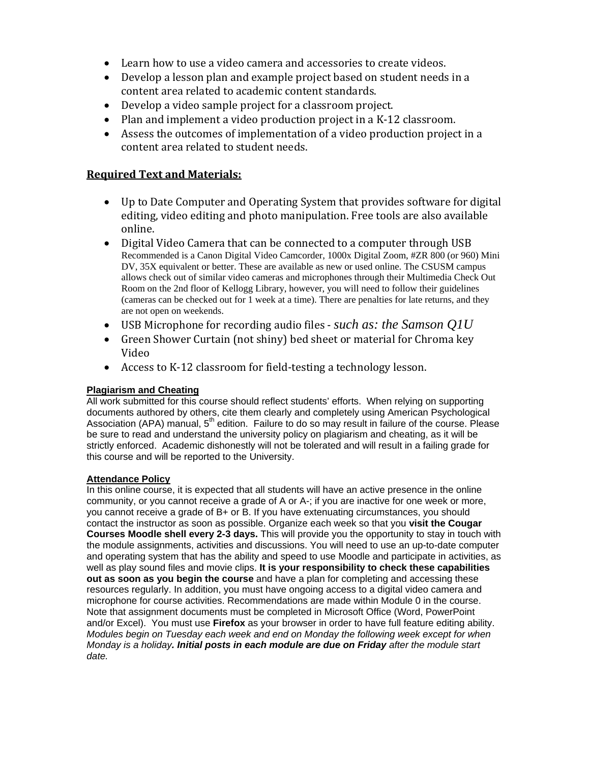- Learn how to use a video camera and accessories to create videos.
- Develop a lesson plan and example project based on student needs in a content area related to academic content standards.
- Develop a video sample project for a classroom project.
- Plan and implement a video production project in a K-12 classroom.
- Assess the outcomes of implementation of a video production project in a content area related to student needs.

## Required Text and Materials:

- Up to Date Computer and Operating System that provides software for digital editing, video editing and photo manipulation. Free tools are also available online.
- Digital Video Camera that can be connected to a computer through USB Recommended is a Canon Digital Video Camcorder, 1000x Digital Zoom, #ZR 800 (or 960) Mini DV, 35X equivalent or better. These are available as new or used online. The CSUSM campus allows check out of similar video cameras and microphones through their Multimedia Check Out Room on the 2nd floor of Kellogg Library, however, you will need to follow their guidelines (cameras can be checked out for 1 week at a time). There are penalties for late returns, and they are not open on weekends.
- USB Microphone for recording audio files - *such as: the Samson Q1U*
- Green Shower Curtain (not shiny) bed sheet or material for Chroma key Video
- Access to K-12 classroom for field-testing a technology lesson.

### Plagiarism and Cheating

All work submitted for this course should reflect students' efforts. When relying on supporting documents authored by others, cite them clearly and completely using American Psychological Association (APA) manual, 5th edition. Failure to do so may result in failure of the course. Please be sure to read and understand the university policy on plagiarism and cheating, as it will be strictly enforced. Academic dishonestly will not be tolerated and will result in a failing grade for this course and will be reported to the University.

### Attendance Policy

In this online course, it is expected that all students will have an active presence in the online community, or you cannot receive a grade of A or A-; if you are inactive for one week or more, you cannot receive a grade of B+ or B. If you have extenuating circumstances, you should contact the instructor as soon as possible. Organize each week so that you **visit the Cougar Courses Moodle shell every 2-3 days.** This will provide you the opportunity to stay in touch with the module assignments, activities and discussions. You will need to use an up-to-date computer and operating system that has the ability and speed to use Moodle and participate in activities, as well as play sound files and movie clips. **It is your responsibility to check these capabilities out as soon as you begin the course** and have a plan for completing and accessing these resources regularly. In addition, you must have ongoing access to a digital video camera and microphone for course activities. Recommendations are made within Module 0 in the course. Note that assignment documents must be completed in Microsoft Office (Word, PowerPoint and/or Excel). You must use **Firefox** as your browser in order to have full feature editing ability. *Modules begin on Tuesday each week and end on Monday the following week except for when Monday is a holiday**. Initial posts in each module are due on Friday** after the module start date.*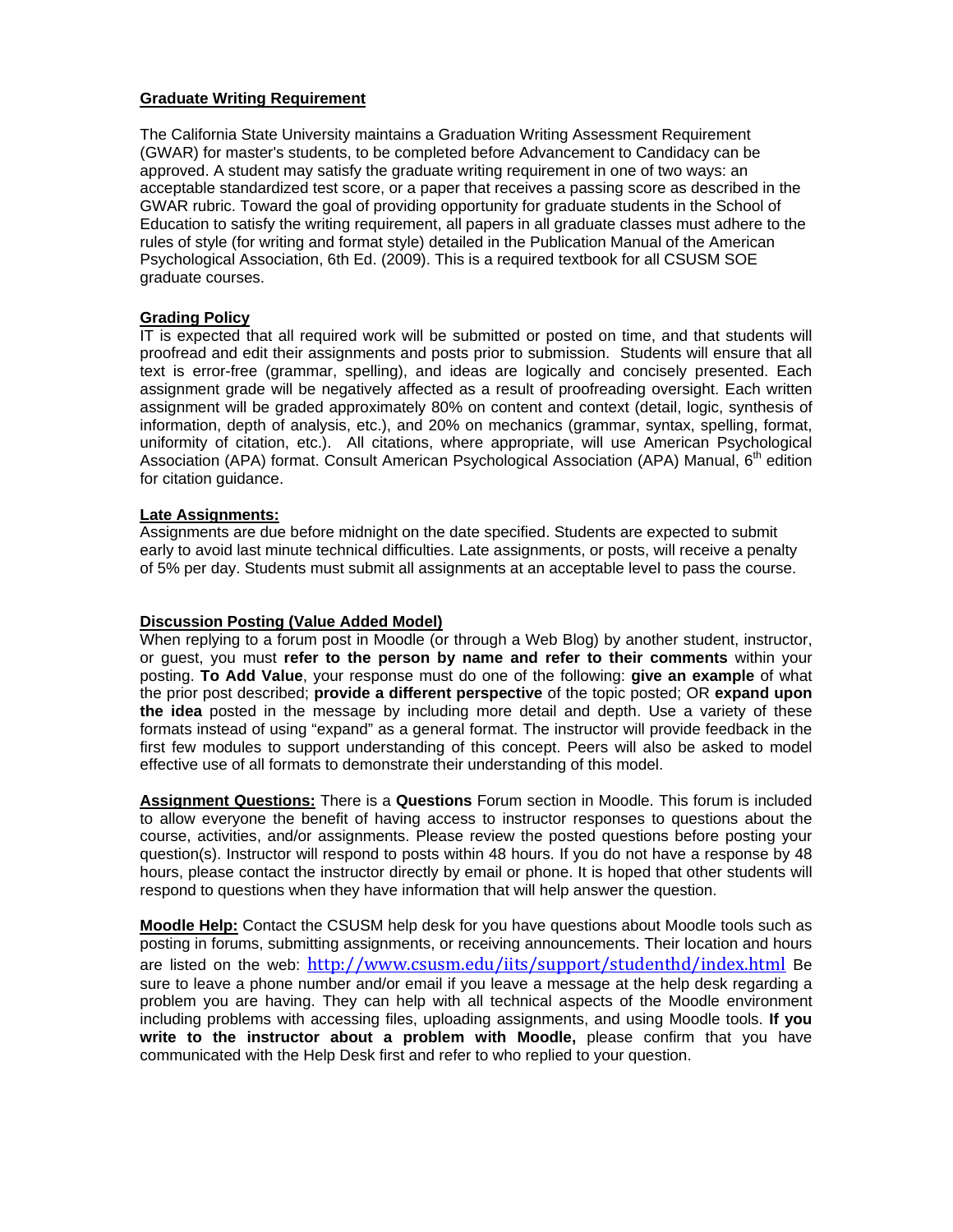**Graduate Writing Requirement**

The California State University maintains a Graduation Writing Assessment Requirement (GWAR) for master's students, to be completed before Advancement to Candidacy can be approved. A student may satisfy the graduate writing requirement in one of two ways: an acceptable standardized test score, or a paper that receives a passing score as described in the GWAR rubric. Toward the goal of providing opportunity for graduate students in the School of Education to satisfy the writing requirement, all papers in all graduate classes must adhere to the rules of style (for writing and format style) detailed in the Publication Manual of the American Psychological Association, 6th Ed. (2009). This is a required textbook for all CSUSM SOE graduate courses.

**Grading Policy**

IT is expected that all required work will be submitted or posted on time, and that students will proofread and edit their assignments and posts prior to submission. Students will ensure that all text is error-free (grammar, spelling), and ideas are logically and concisely presented. Each assignment grade will be negatively affected as a result of proofreading oversight. Each written assignment will be graded approximately 80% on content and context (detail, logic, synthesis of information, depth of analysis, etc.), and 20% on mechanics (grammar, syntax, spelling, format, uniformity of citation, etc.). All citations, where appropriate, will use American Psychological Association (APA) format. Consult American Psychological Association (APA) Manual, 6th edition for citation guidance.

**Late Assignments:**

Assignments are due before midnight on the date specified. Students are expected to submit early to avoid last minute technical difficulties. Late assignments, or posts, will receive a penalty of 5% per day. Students must submit all assignments at an acceptable level to pass the course.

**Discussion Posting (Value Added Model)**

When replying to a forum post in Moodle (or through a Web Blog) by another student, instructor, or guest, you must **refer to the person by name and refer to their comments** within your posting. **To Add Value**, your response must do one of the following: **give an example** of what the prior post described; **provide a different perspective** of the topic posted; OR **expand upon the idea** posted in the message by including more detail and depth. Use a variety of these formats instead of using "expand" as a general format. The instructor will provide feedback in the first few modules to support understanding of this concept. Peers will also be asked to model effective use of all formats to demonstrate their understanding of this model.

**Assignment Questions:** There is a **Questions** Forum section in Moodle. This forum is included to allow everyone the benefit of having access to instructor responses to questions about the course, activities, and/or assignments. Please review the posted questions before posting your question(s). Instructor will respond to posts within 48 hours. If you do not have a response by 48 hours, please contact the instructor directly by email or phone. It is hoped that other students will respond to questions when they have information that will help answer the question.

**Moodle Help:** Contact the CSUSM help desk for you have questions about Moodle tools such as posting in forums, submitting assignments, or receiving announcements. Their location and hours are listed on the web: http://www.csusm.edu/iits/support/studenthd/index.html Be sure to leave a phone number and/or email if you leave a message at the help desk regarding a problem you are having. They can help with all technical aspects of the Moodle environment including problems with accessing files, uploading assignments, and using Moodle tools. **If you write to the instructor about a problem with Moodle,** please confirm that you have communicated with the Help Desk first and refer to who replied to your question.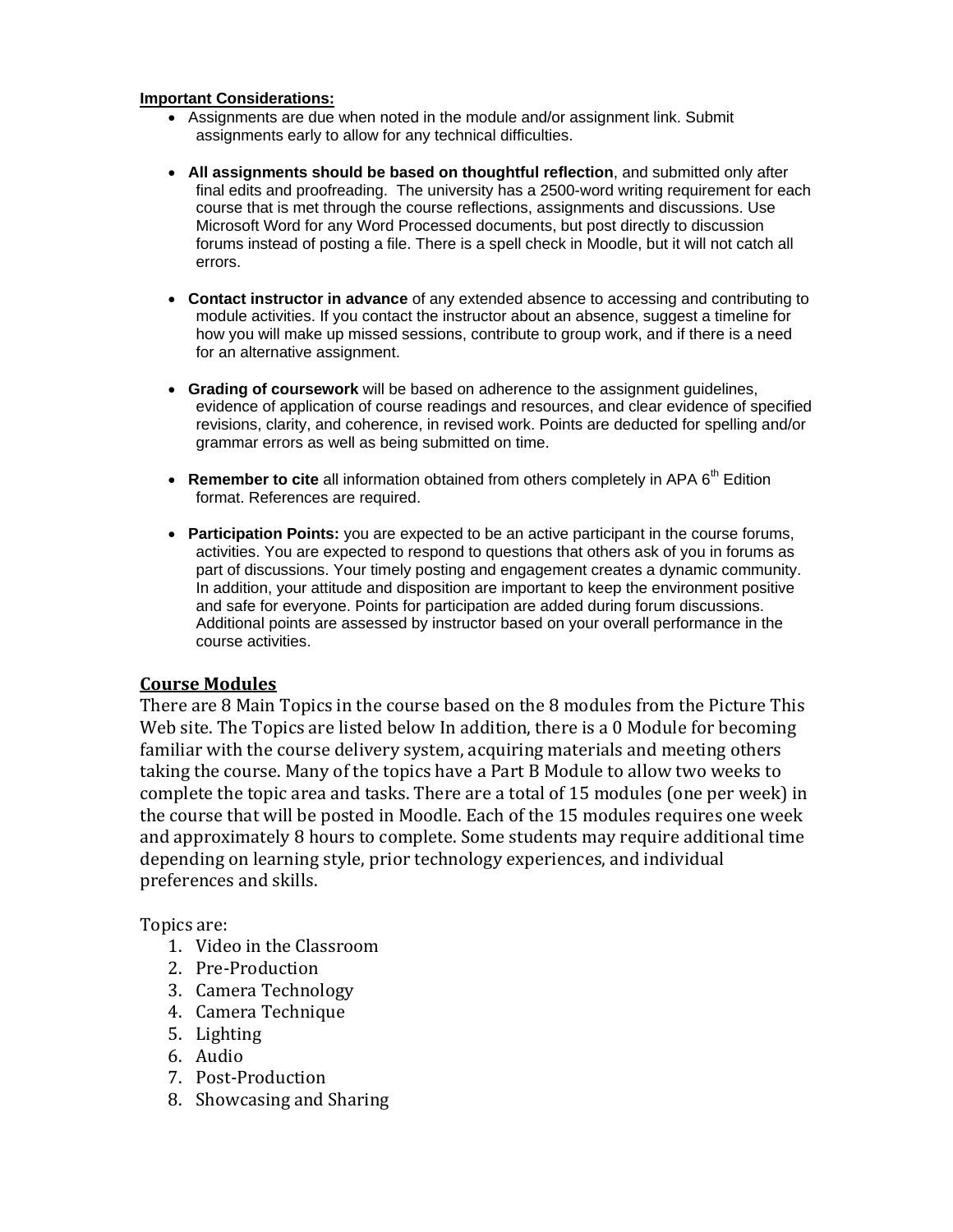**Important Considerations:**

- Assignments are due when noted in the module and/or assignment link. Submit assignments early to allow for any technical difficulties.
- **All assignments should be based on thoughtful reflection**, and submitted only after final edits and proofreading. The university has a 2500-word writing requirement for each course that is met through the course reflections, assignments and discussions. Use Microsoft Word for any Word Processed documents, but post directly to discussion forums instead of posting a file. There is a spell check in Moodle, but it will not catch all errors.
- **Contact instructor in advance** of any extended absence to accessing and contributing to module activities. If you contact the instructor about an absence, suggest a timeline for how you will make up missed sessions, contribute to group work, and if there is a need for an alternative assignment.
- **Grading of coursework** will be based on adherence to the assignment guidelines, evidence of application of course readings and resources, and clear evidence of specified revisions, clarity, and coherence, in revised work. Points are deducted for spelling and/or grammar errors as well as being submitted on time.
- **Remember to cite** all information obtained from others completely in APA 6th Edition format. References are required.
- **Participation Points:** you are expected to be an active participant in the course forums, activities. You are expected to respond to questions that others ask of you in forums as part of discussions. Your timely posting and engagement creates a dynamic community. In addition, your attitude and disposition are important to keep the environment positive and safe for everyone. Points for participation are added during forum discussions. Additional points are assessed by instructor based on your overall performance in the course activities.

## Course Modules

There are 8 Main Topics in the course based on the 8 modules from the Picture This Web site. The Topics are listed below In addition, there is a 0 Module for becoming familiar with the course delivery system, acquiring materials and meeting others taking the course. Many of the topics have a Part B Module to allow two weeks to complete the topic area and tasks. There are a total of 15 modules (one per week) in the course that will be posted in Moodle. Each of the 15 modules requires one week and approximately 8 hours to complete. Some students may require additional time depending on learning style, prior technology experiences, and individual preferences and skills.

Topics are:

1. Video in the Classroom
2. Pre-Production
3. Camera Technology
4. Camera Technique
5. Lighting
6. Audio
7. Post-Production
8. Showcasing and Sharing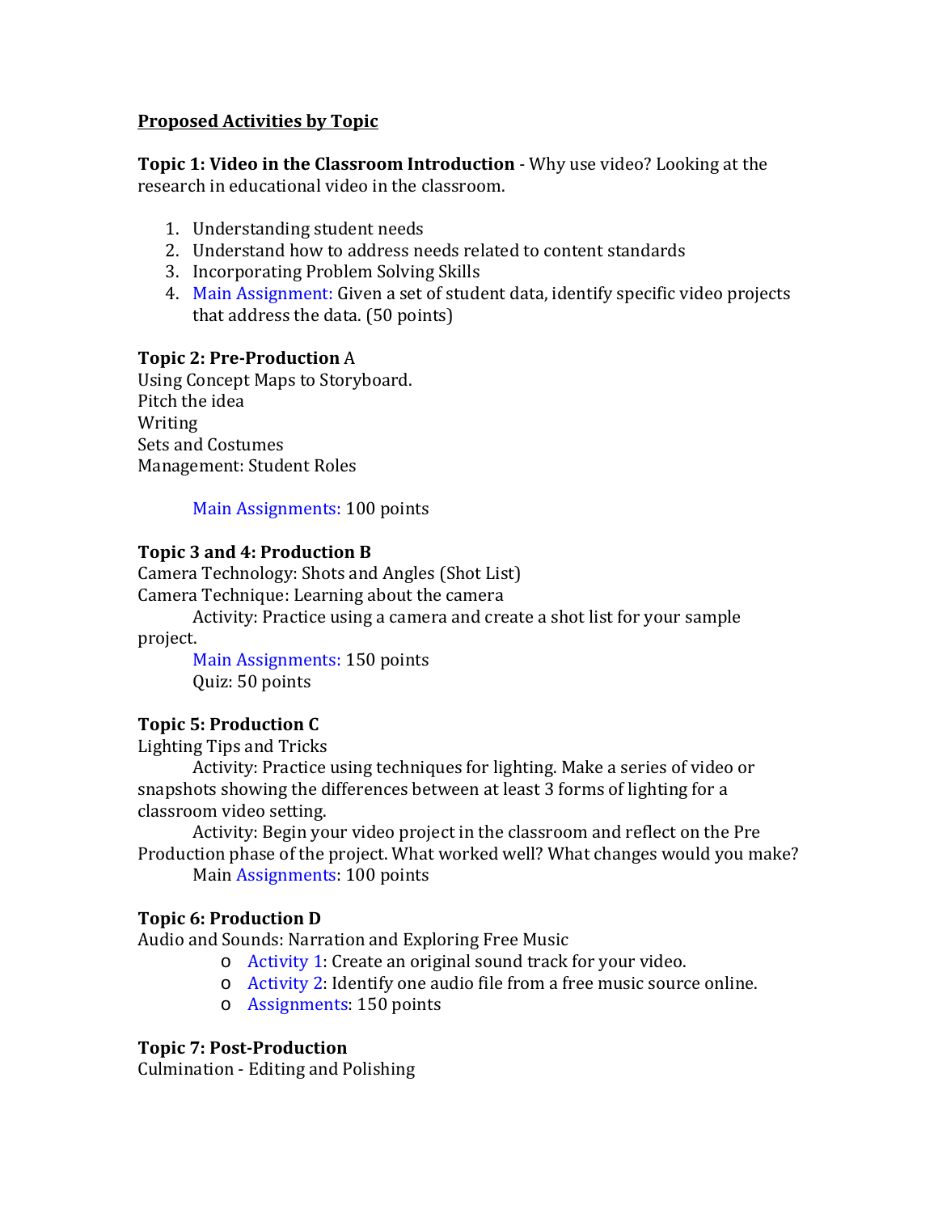**<u>Proposed Activities by Topic</u>**

**Topic 1: Video in the Classroom Introduction** - Why use video? Looking at the research in educational video in the classroom.

1. Understanding student needs
2. Understand how to address needs related to content standards
3. Incorporating Problem Solving Skills
4. Main Assignment: Given a set of student data, identify specific video projects that address the data. (50 points)

**Topic 2: Pre-Production** A
Using Concept Maps to Storyboard.
Pitch the idea
Writing
Sets and Costumes
Management: Student Roles

Main Assignments: 100 points

**Topic 3 and 4: Production B**
Camera Technology: Shots and Angles (Shot List)
Camera Technique: Learning about the camera
Activity: Practice using a camera and create a shot list for your sample project.
Main Assignments: 150 points
Quiz: 50 points

**Topic 5: Production C**
Lighting Tips and Tricks
Activity: Practice using techniques for lighting. Make a series of video or snapshots showing the differences between at least 3 forms of lighting for a classroom video setting.
Activity: Begin your video project in the classroom and reflect on the Pre Production phase of the project. What worked well? What changes would you make?
Main Assignments: 100 points

**Topic 6: Production D**
Audio and Sounds: Narration and Exploring Free Music

- Activity 1: Create an original sound track for your video.
- Activity 2: Identify one audio file from a free music source online.
- Assignments: 150 points

**Topic 7: Post-Production**
Culmination - Editing and Polishing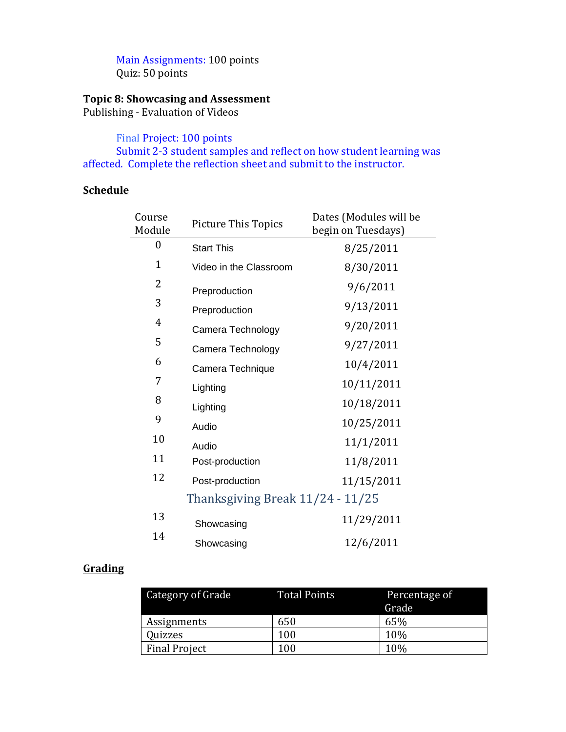Main Assignments: 100 points
Quiz: 50 points

**Topic 8: Showcasing and Assessment**
Publishing - Evaluation of Videos

Final Project: 100 points
Submit 2-3 student samples and reflect on how student learning was affected. Complete the reflection sheet and submit to the instructor.

## Schedule

| Course Module | Picture This Topics | Dates (Modules will be begin on Tuesdays) |
|---|---|---|
| 0 | Start This | 8/25/2011 |
| 1 | Video in the Classroom | 8/30/2011 |
| 2 | Preproduction | 9/6/2011 |
| 3 | Preproduction | 9/13/2011 |
| 4 | Camera Technology | 9/20/2011 |
| 5 | Camera Technology | 9/27/2011 |
| 6 | Camera Technique | 10/4/2011 |
| 7 | Lighting | 10/11/2011 |
| 8 | Lighting | 10/18/2011 |
| 9 | Audio | 10/25/2011 |
| 10 | Audio | 11/1/2011 |
| 11 | Post-production | 11/8/2011 |
| 12 | Post-production | 11/15/2011 |
| | Thanksgiving Break 11/24 - 11/25 | |
| 13 | Showcasing | 11/29/2011 |
| 14 | Showcasing | 12/6/2011 |

## Grading

| Category of Grade | Total Points | Percentage of Grade |
|---|---|---|
| Assignments | 650 | 65% |
| Quizzes | 100 | 10% |
| Final Project | 100 | 10% |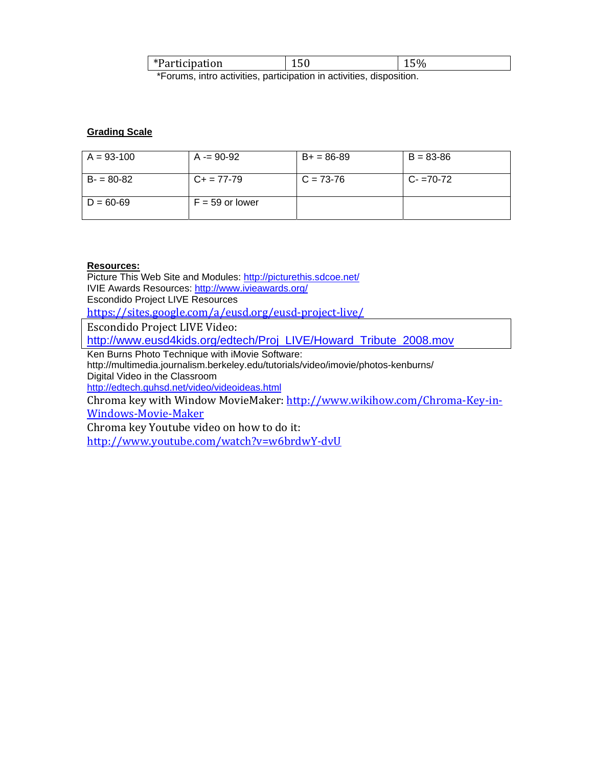| | | |
|---|---|---|
| *Participation | 150 | 15% |

*Forums, intro activities, participation in activities, disposition.

**Grading Scale**

| | | | |
|---|---|---|---|
| A = 93-100 | A -= 90-92 | B+ = 86-89 | B = 83-86 |
| B- = 80-82 | C+ = 77-79 | C = 73-76 | C- =70-72 |
| D = 60-69 | F = 59 or lower | | |

**Resources:**

Picture This Web Site and Modules: http://picturethis.sdcoe.net/
IVIE Awards Resources: http://www.ivieawards.org/
Escondido Project LIVE Resources
https://sites.google.com/a/eusd.org/eusd-project-live/
Escondido Project LIVE Video:
http://www.eusd4kids.org/edtech/Proj_LIVE/Howard_Tribute_2008.mov
Ken Burns Photo Technique with iMovie Software:
http://multimedia.journalism.berkeley.edu/tutorials/video/imovie/photos-kenburns/
Digital Video in the Classroom
http://edtech.guhsd.net/video/videoideas.html
Chroma key with Window MovieMaker: http://www.wikihow.com/Chroma-Key-in-Windows-Movie-Maker
Chroma key Youtube video on how to do it:
http://www.youtube.com/watch?v=w6brdwY-dvU